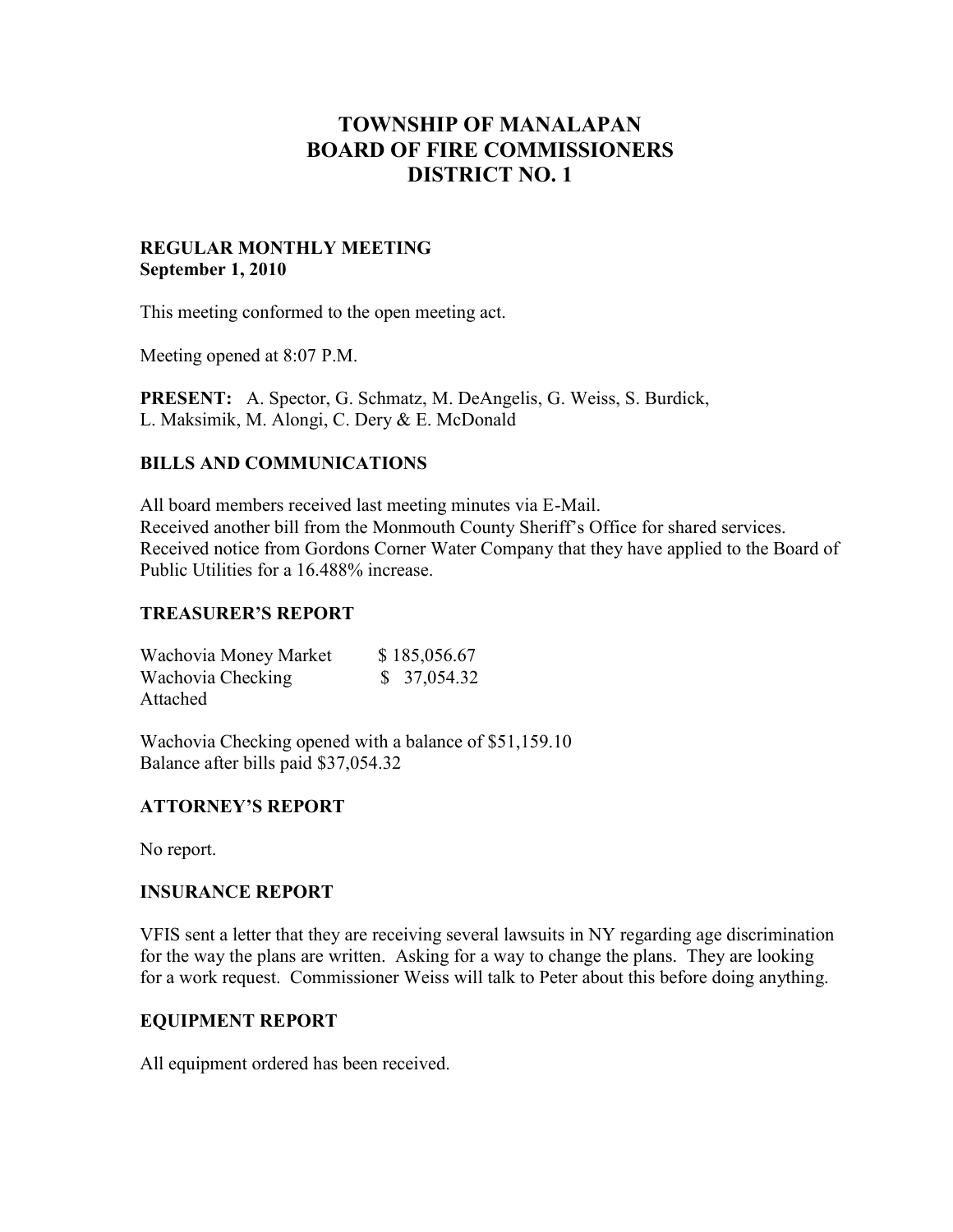# TOWNSHIP OF MANALAPAN
# BOARD OF FIRE COMMISSIONERS
# DISTRICT NO. 1

**REGULAR MONTHLY MEETING**
**September 1, 2010**

This meeting conformed to the open meeting act.

Meeting opened at 8:07 P.M.

**PRESENT:** A. Spector, G. Schmatz, M. DeAngelis, G. Weiss, S. Burdick, L. Maksimik, M. Alongi, C. Dery & E. McDonald

## BILLS AND COMMUNICATIONS

All board members received last meeting minutes via E-Mail.
Received another bill from the Monmouth County Sheriff's Office for shared services.
Received notice from Gordons Corner Water Company that they have applied to the Board of Public Utilities for a 16.488% increase.

## TREASURER'S REPORT

| | |
|---|---|
| Wachovia Money Market | $ 185,056.67 |
| Wachovia Checking | $ 37,054.32 |
| Attached | |

Wachovia Checking opened with a balance of $51,159.10
Balance after bills paid $37,054.32

## ATTORNEY'S REPORT

No report.

## INSURANCE REPORT

VFIS sent a letter that they are receiving several lawsuits in NY regarding age discrimination for the way the plans are written. Asking for a way to change the plans. They are looking for a work request. Commissioner Weiss will talk to Peter about this before doing anything.

## EQUIPMENT REPORT

All equipment ordered has been received.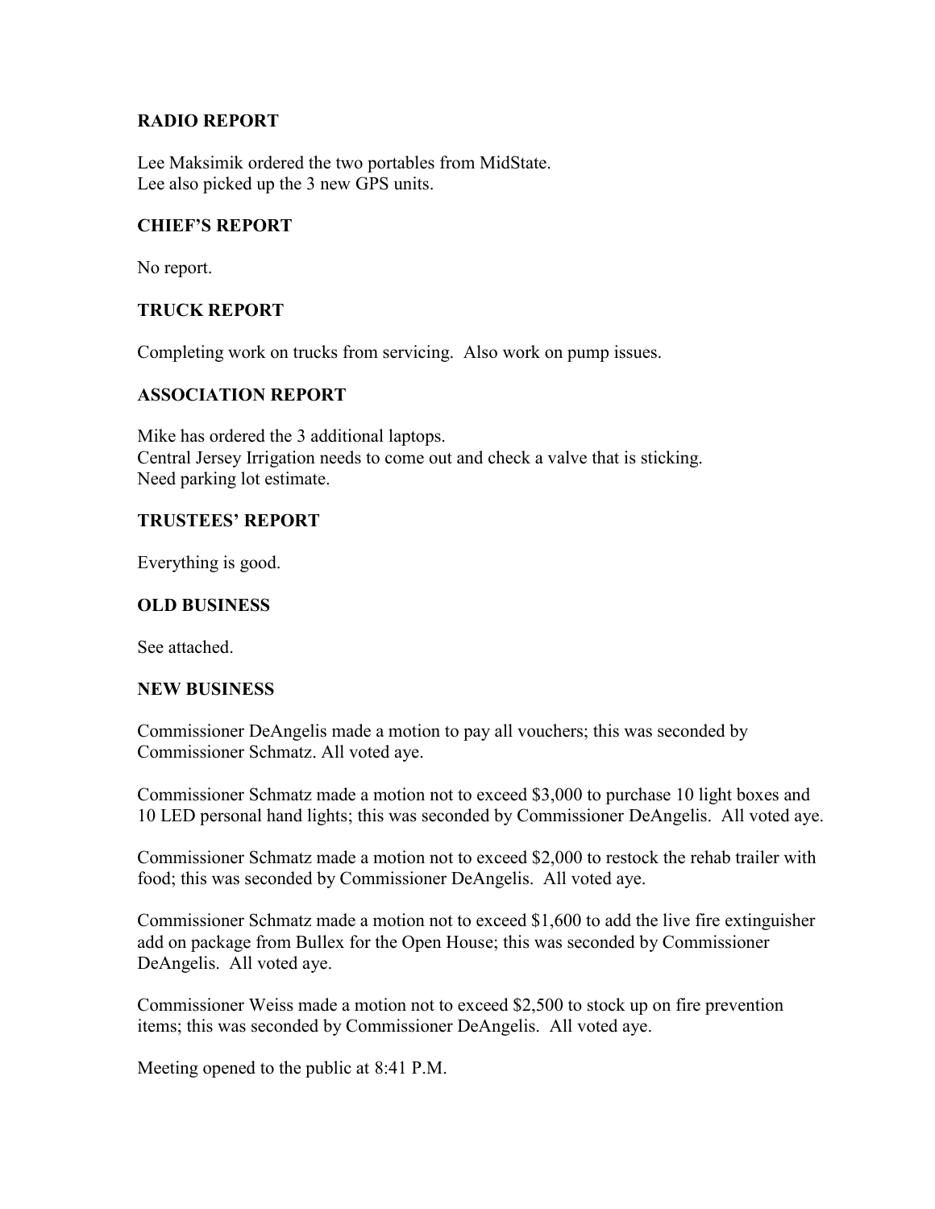## RADIO REPORT

Lee Maksimik ordered the two portables from MidState.
Lee also picked up the 3 new GPS units.

## CHIEF'S REPORT

No report.

## TRUCK REPORT

Completing work on trucks from servicing. Also work on pump issues.

## ASSOCIATION REPORT

Mike has ordered the 3 additional laptops.
Central Jersey Irrigation needs to come out and check a valve that is sticking.
Need parking lot estimate.

## TRUSTEES' REPORT

Everything is good.

## OLD BUSINESS

See attached.

## NEW BUSINESS

Commissioner DeAngelis made a motion to pay all vouchers; this was seconded by Commissioner Schmatz. All voted aye.

Commissioner Schmatz made a motion not to exceed $3,000 to purchase 10 light boxes and 10 LED personal hand lights; this was seconded by Commissioner DeAngelis. All voted aye.

Commissioner Schmatz made a motion not to exceed $2,000 to restock the rehab trailer with food; this was seconded by Commissioner DeAngelis. All voted aye.

Commissioner Schmatz made a motion not to exceed $1,600 to add the live fire extinguisher add on package from Bullex for the Open House; this was seconded by Commissioner DeAngelis. All voted aye.

Commissioner Weiss made a motion not to exceed $2,500 to stock up on fire prevention items; this was seconded by Commissioner DeAngelis. All voted aye.

Meeting opened to the public at 8:41 P.M.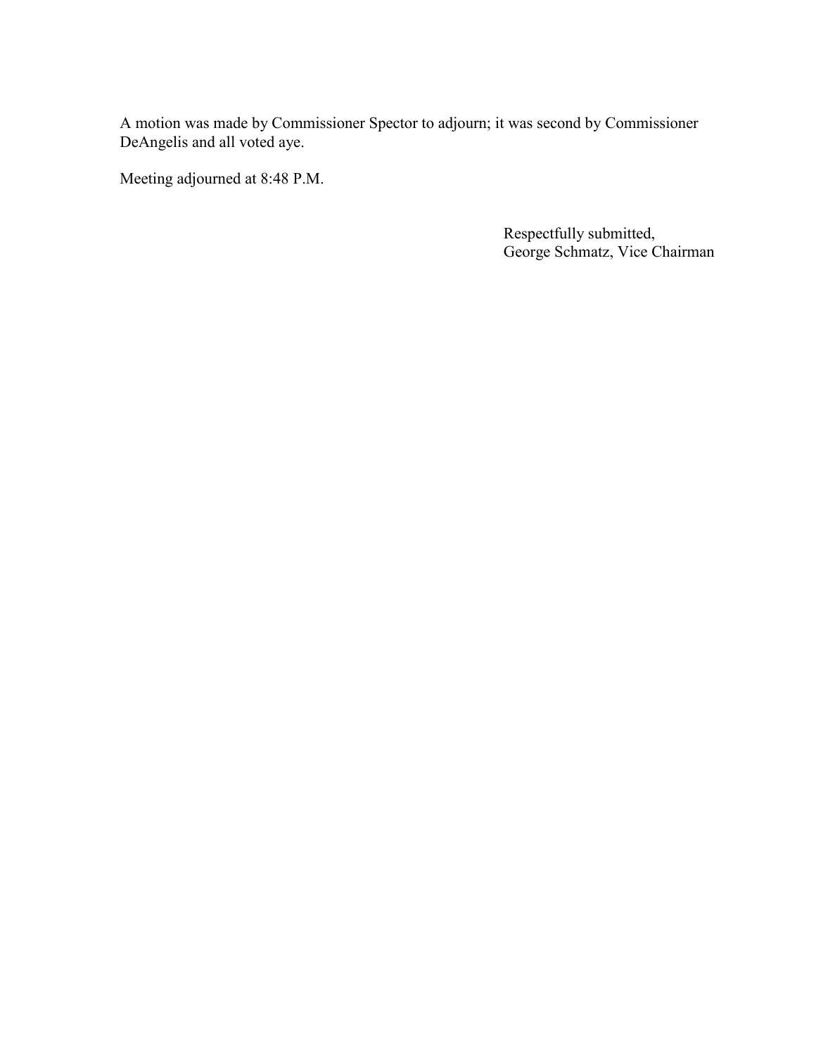A motion was made by Commissioner Spector to adjourn; it was second by Commissioner DeAngelis and all voted aye.

Meeting adjourned at 8:48 P.M.

Respectfully submitted,
George Schmatz, Vice Chairman